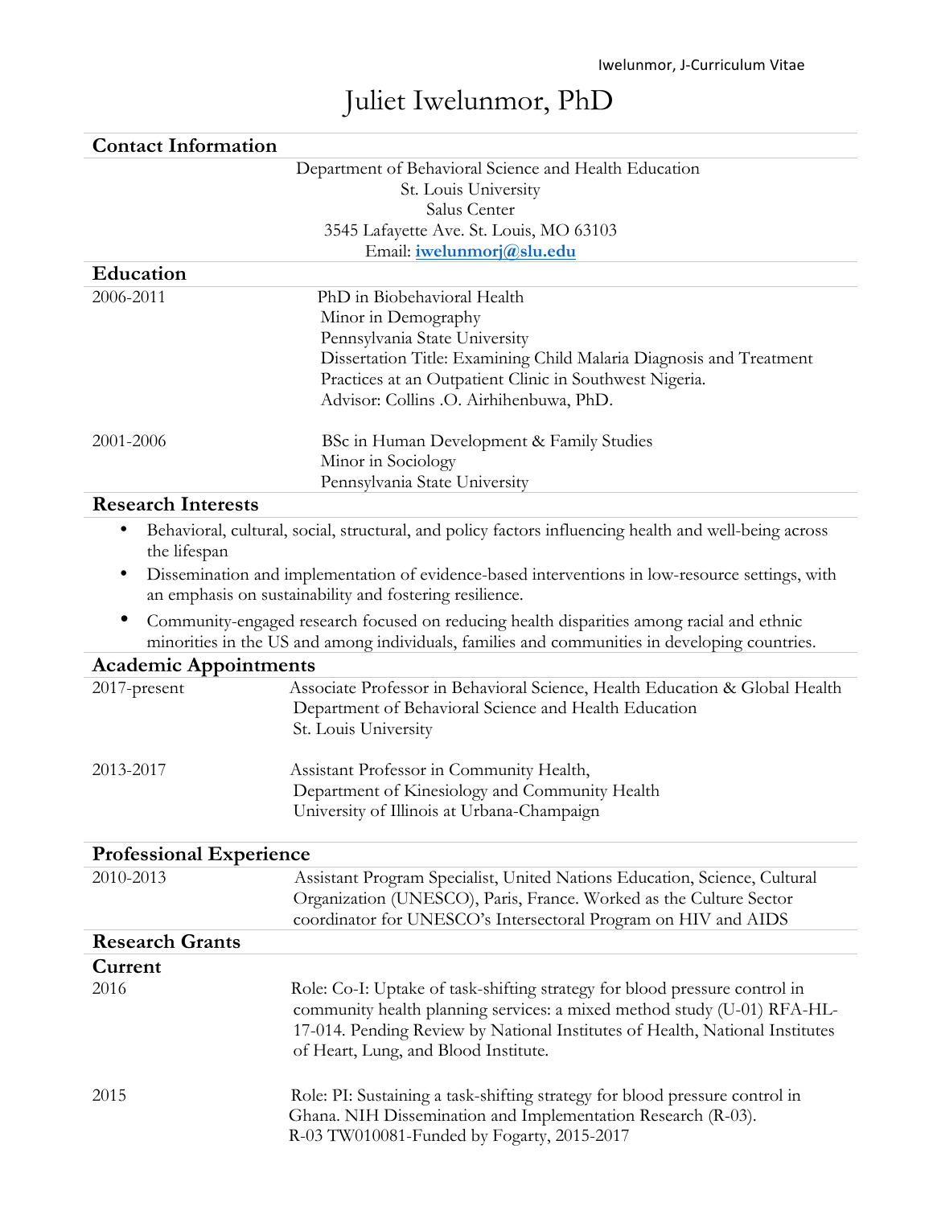# Juliet Iwelunmor, PhD

## Contact Information

Department of Behavioral Science and Health Education
St. Louis University
Salus Center
3545 Lafayette Ave. St. Louis, MO 63103
Email: **iwelunmorj@slu.edu**

## Education

2006-2011 — PhD in Biobehavioral Health
Minor in Demography
Pennsylvania State University
Dissertation Title: Examining Child Malaria Diagnosis and Treatment Practices at an Outpatient Clinic in Southwest Nigeria.
Advisor: Collins .O. Airhihenbuwa, PhD.

2001-2006 — BSc in Human Development & Family Studies
Minor in Sociology
Pennsylvania State University

## Research Interests

- Behavioral, cultural, social, structural, and policy factors influencing health and well-being across the lifespan
- Dissemination and implementation of evidence-based interventions in low-resource settings, with an emphasis on sustainability and fostering resilience.
- Community-engaged research focused on reducing health disparities among racial and ethnic minorities in the US and among individuals, families and communities in developing countries.

## Academic Appointments

2017-present — Associate Professor in Behavioral Science, Health Education & Global Health
Department of Behavioral Science and Health Education
St. Louis University

2013-2017 — Assistant Professor in Community Health,
Department of Kinesiology and Community Health
University of Illinois at Urbana-Champaign

## Professional Experience

2010-2013 — Assistant Program Specialist, United Nations Education, Science, Cultural Organization (UNESCO), Paris, France. Worked as the Culture Sector coordinator for UNESCO's Intersectoral Program on HIV and AIDS

## Research Grants

### Current

2016 — Role: Co-I: Uptake of task-shifting strategy for blood pressure control in community health planning services: a mixed method study (U-01) RFA-HL-17-014. Pending Review by National Institutes of Health, National Institutes of Heart, Lung, and Blood Institute.

2015 — Role: PI: Sustaining a task-shifting strategy for blood pressure control in Ghana. NIH Dissemination and Implementation Research (R-03).
R-03 TW010081-Funded by Fogarty, 2015-2017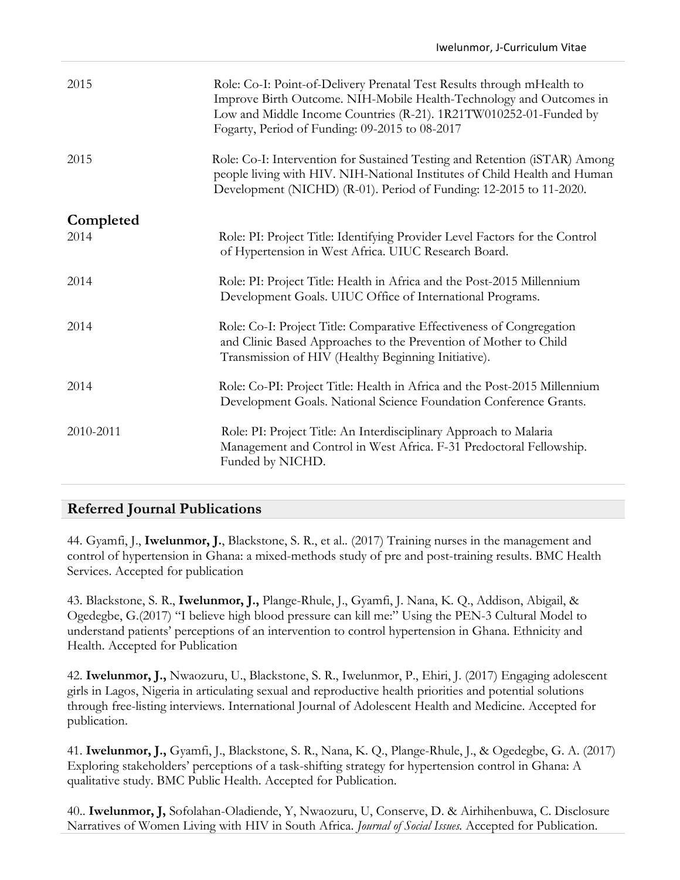| | |
|---|---|
| 2015 | Role: Co-I: Point-of-Delivery Prenatal Test Results through mHealth to Improve Birth Outcome. NIH-Mobile Health-Technology and Outcomes in Low and Middle Income Countries (R-21). 1R21TW010252-01-Funded by Fogarty, Period of Funding: 09-2015 to 08-2017 |
| 2015 | Role: Co-I: Intervention for Sustained Testing and Retention (iSTAR) Among people living with HIV. NIH-National Institutes of Child Health and Human Development (NICHD) (R-01). Period of Funding: 12-2015 to 11-2020. |

### Completed

| | |
|---|---|
| 2014 | Role: PI: Project Title: Identifying Provider Level Factors for the Control of Hypertension in West Africa. UIUC Research Board. |
| 2014 | Role: PI: Project Title: Health in Africa and the Post-2015 Millennium Development Goals. UIUC Office of International Programs. |
| 2014 | Role: Co-I: Project Title: Comparative Effectiveness of Congregation and Clinic Based Approaches to the Prevention of Mother to Child Transmission of HIV (Healthy Beginning Initiative). |
| 2014 | Role: Co-PI: Project Title: Health in Africa and the Post-2015 Millennium Development Goals. National Science Foundation Conference Grants. |
| 2010-2011 | Role: PI: Project Title: An Interdisciplinary Approach to Malaria Management and Control in West Africa. F-31 Predoctoral Fellowship. Funded by NICHD. |

## Referred Journal Publications

44. Gyamfi, J., **Iwelunmor, J.**, Blackstone, S. R., et al.. (2017) Training nurses in the management and control of hypertension in Ghana: a mixed-methods study of pre and post-training results. BMC Health Services. Accepted for publication

43. Blackstone, S. R., **Iwelunmor, J.,** Plange-Rhule, J., Gyamfi, J. Nana, K. Q., Addison, Abigail, & Ogedegbe, G.(2017) "I believe high blood pressure can kill me:" Using the PEN-3 Cultural Model to understand patients' perceptions of an intervention to control hypertension in Ghana. Ethnicity and Health. Accepted for Publication

42. **Iwelunmor, J.,** Nwaozuru, U., Blackstone, S. R., Iwelunmor, P., Ehiri, J. (2017) Engaging adolescent girls in Lagos, Nigeria in articulating sexual and reproductive health priorities and potential solutions through free-listing interviews. International Journal of Adolescent Health and Medicine. Accepted for publication.

41. **Iwelunmor, J.,** Gyamfi, J., Blackstone, S. R., Nana, K. Q., Plange-Rhule, J., & Ogedegbe, G. A. (2017) Exploring stakeholders' perceptions of a task-shifting strategy for hypertension control in Ghana: A qualitative study. BMC Public Health. Accepted for Publication.

40.. **Iwelunmor, J,** Sofolahan-Oladiende, Y, Nwaozuru, U, Conserve, D. & Airhihenbuwa, C. Disclosure Narratives of Women Living with HIV in South Africa. *Journal of Social Issues.* Accepted for Publication.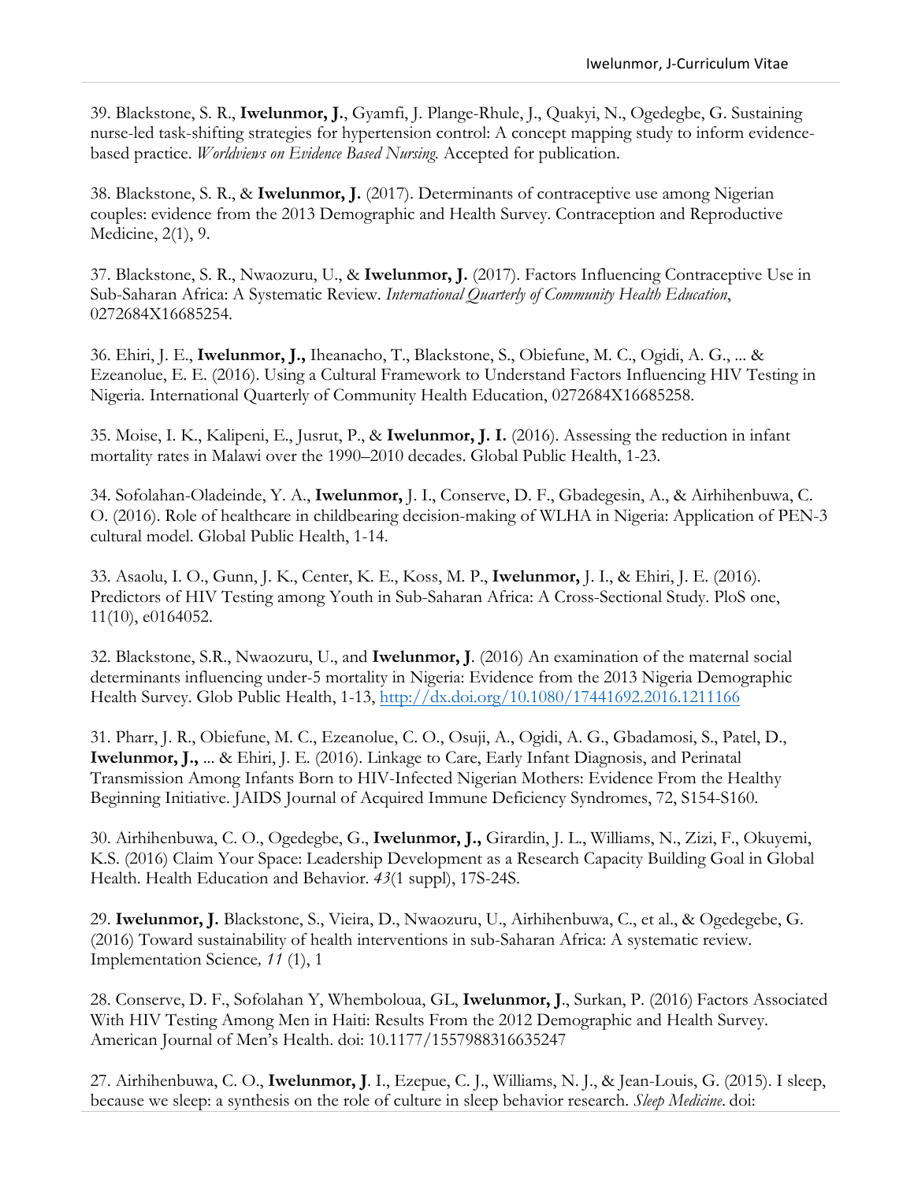39. Blackstone, S. R., **Iwelunmor, J.**, Gyamfi, J. Plange-Rhule, J., Quakyi, N., Ogedegbe, G. Sustaining nurse-led task-shifting strategies for hypertension control: A concept mapping study to inform evidence-based practice. *Worldviews on Evidence Based Nursing.* Accepted for publication.

38. Blackstone, S. R., & **Iwelunmor, J.** (2017). Determinants of contraceptive use among Nigerian couples: evidence from the 2013 Demographic and Health Survey. Contraception and Reproductive Medicine, 2(1), 9.

37. Blackstone, S. R., Nwaozuru, U., & **Iwelunmor, J.** (2017). Factors Influencing Contraceptive Use in Sub-Saharan Africa: A Systematic Review. *International Quarterly of Community Health Education*, 0272684X16685254.

36. Ehiri, J. E., **Iwelunmor, J.,** Iheanacho, T., Blackstone, S., Obiefune, M. C., Ogidi, A. G., ... & Ezeanolue, E. E. (2016). Using a Cultural Framework to Understand Factors Influencing HIV Testing in Nigeria. International Quarterly of Community Health Education, 0272684X16685258.

35. Moise, I. K., Kalipeni, E., Jusrut, P., & **Iwelunmor, J. I.** (2016). Assessing the reduction in infant mortality rates in Malawi over the 1990–2010 decades. Global Public Health, 1-23.

34. Sofolahan-Oladeinde, Y. A., **Iwelunmor,** J. I., Conserve, D. F., Gbadegesin, A., & Airhihenbuwa, C. O. (2016). Role of healthcare in childbearing decision-making of WLHA in Nigeria: Application of PEN-3 cultural model. Global Public Health, 1-14.

33. Asaolu, I. O., Gunn, J. K., Center, K. E., Koss, M. P., **Iwelunmor,** J. I., & Ehiri, J. E. (2016). Predictors of HIV Testing among Youth in Sub-Saharan Africa: A Cross-Sectional Study. PloS one, 11(10), e0164052.

32. Blackstone, S.R., Nwaozuru, U., and **Iwelunmor, J**. (2016) An examination of the maternal social determinants influencing under-5 mortality in Nigeria: Evidence from the 2013 Nigeria Demographic Health Survey. Glob Public Health, 1-13, http://dx.doi.org/10.1080/17441692.2016.1211166

31. Pharr, J. R., Obiefune, M. C., Ezeanolue, C. O., Osuji, A., Ogidi, A. G., Gbadamosi, S., Patel, D., **Iwelunmor, J.,** ... & Ehiri, J. E. (2016). Linkage to Care, Early Infant Diagnosis, and Perinatal Transmission Among Infants Born to HIV-Infected Nigerian Mothers: Evidence From the Healthy Beginning Initiative. JAIDS Journal of Acquired Immune Deficiency Syndromes, 72, S154-S160.

30. Airhihenbuwa, C. O., Ogedegbe, G., **Iwelunmor, J.,** Girardin, J. L., Williams, N., Zizi, F., Okuyemi, K.S. (2016) Claim Your Space: Leadership Development as a Research Capacity Building Goal in Global Health. Health Education and Behavior. *43*(1 suppl), 17S-24S.

29. **Iwelunmor, J.** Blackstone, S., Vieira, D., Nwaozuru, U., Airhihenbuwa, C., et al., & Ogedegebe, G. (2016) Toward sustainability of health interventions in sub-Saharan Africa: A systematic review. Implementation Science*, 11* (1), 1

28. Conserve, D. F., Sofolahan Y, Whemboloua, GL, **Iwelunmor, J**., Surkan, P. (2016) Factors Associated With HIV Testing Among Men in Haiti: Results From the 2012 Demographic and Health Survey. American Journal of Men's Health. doi: 10.1177/1557988316635247

27. Airhihenbuwa, C. O., **Iwelunmor, J**. I., Ezepue, C. J., Williams, N. J., & Jean-Louis, G. (2015). I sleep, because we sleep: a synthesis on the role of culture in sleep behavior research. *Sleep Medicine*. doi: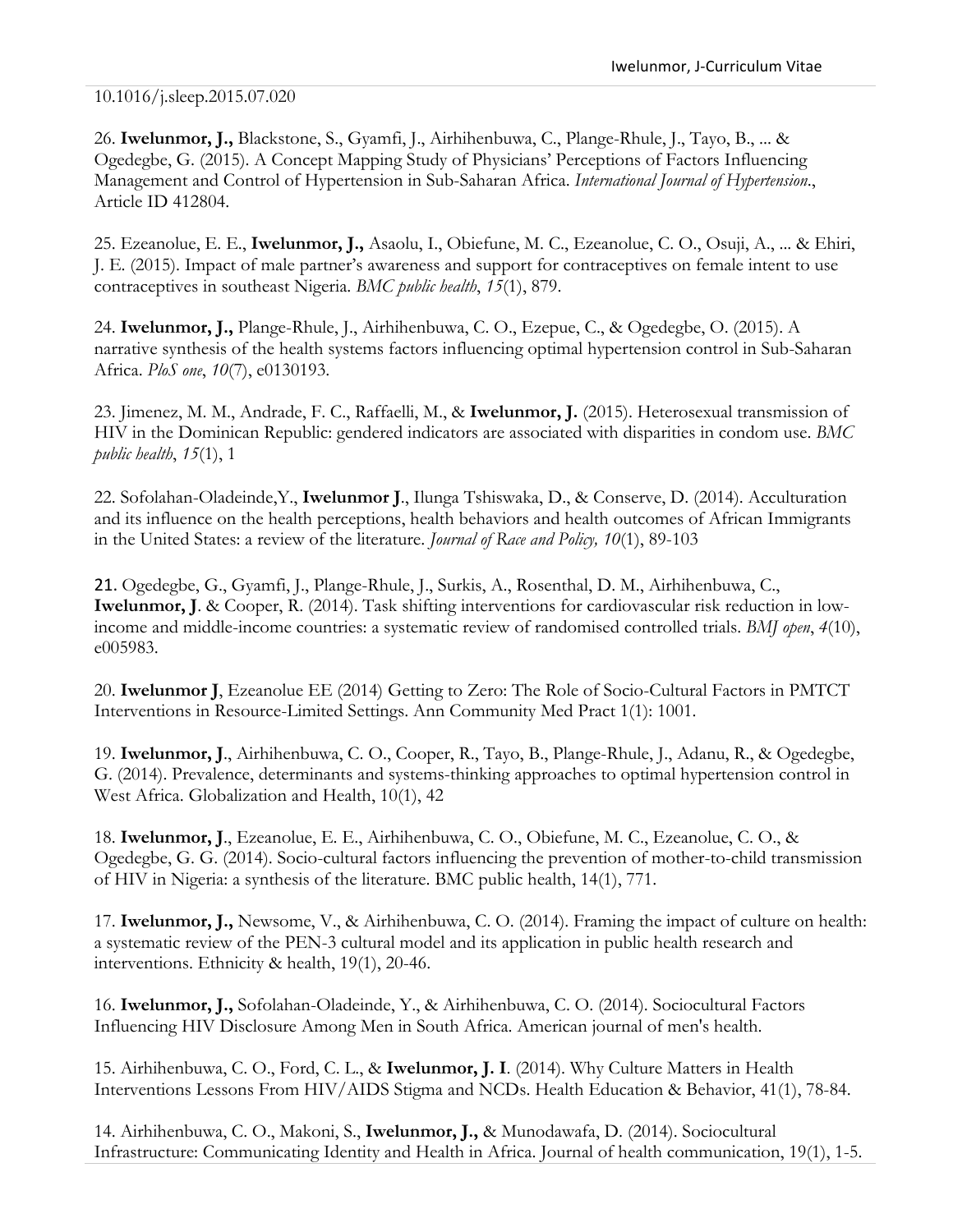10.1016/j.sleep.2015.07.020

26. **Iwelunmor, J.,** Blackstone, S., Gyamfi, J., Airhihenbuwa, C., Plange-Rhule, J., Tayo, B., ... & Ogedegbe, G. (2015). A Concept Mapping Study of Physicians' Perceptions of Factors Influencing Management and Control of Hypertension in Sub-Saharan Africa. *International Journal of Hypertension*., Article ID 412804.

25. Ezeanolue, E. E., **Iwelunmor, J.,** Asaolu, I., Obiefune, M. C., Ezeanolue, C. O., Osuji, A., ... & Ehiri, J. E. (2015). Impact of male partner's awareness and support for contraceptives on female intent to use contraceptives in southeast Nigeria. *BMC public health*, *15*(1), 879.

24. **Iwelunmor, J.,** Plange-Rhule, J., Airhihenbuwa, C. O., Ezepue, C., & Ogedegbe, O. (2015). A narrative synthesis of the health systems factors influencing optimal hypertension control in Sub-Saharan Africa. *PloS one*, *10*(7), e0130193.

23. Jimenez, M. M., Andrade, F. C., Raffaelli, M., & **Iwelunmor, J.** (2015). Heterosexual transmission of HIV in the Dominican Republic: gendered indicators are associated with disparities in condom use. *BMC public health*, *15*(1), 1

22. Sofolahan-Oladeinde,Y., **Iwelunmor J**., Ilunga Tshiswaka, D., & Conserve, D. (2014). Acculturation and its influence on the health perceptions, health behaviors and health outcomes of African Immigrants in the United States: a review of the literature. *Journal of Race and Policy, 10*(1), 89-103

21. Ogedegbe, G., Gyamfi, J., Plange-Rhule, J., Surkis, A., Rosenthal, D. M., Airhihenbuwa, C., **Iwelunmor, J**. & Cooper, R. (2014). Task shifting interventions for cardiovascular risk reduction in low-income and middle-income countries: a systematic review of randomised controlled trials. *BMJ open*, *4*(10), e005983.

20. **Iwelunmor J**, Ezeanolue EE (2014) Getting to Zero: The Role of Socio-Cultural Factors in PMTCT Interventions in Resource-Limited Settings. Ann Community Med Pract 1(1): 1001.

19. **Iwelunmor, J**., Airhihenbuwa, C. O., Cooper, R., Tayo, B., Plange-Rhule, J., Adanu, R., & Ogedegbe, G. (2014). Prevalence, determinants and systems-thinking approaches to optimal hypertension control in West Africa. Globalization and Health, 10(1), 42

18. **Iwelunmor, J**., Ezeanolue, E. E., Airhihenbuwa, C. O., Obiefune, M. C., Ezeanolue, C. O., & Ogedegbe, G. G. (2014). Socio-cultural factors influencing the prevention of mother-to-child transmission of HIV in Nigeria: a synthesis of the literature. BMC public health, 14(1), 771.

17. **Iwelunmor, J.,** Newsome, V., & Airhihenbuwa, C. O. (2014). Framing the impact of culture on health: a systematic review of the PEN-3 cultural model and its application in public health research and interventions. Ethnicity & health, 19(1), 20-46.

16. **Iwelunmor, J.,** Sofolahan-Oladeinde, Y., & Airhihenbuwa, C. O. (2014). Sociocultural Factors Influencing HIV Disclosure Among Men in South Africa. American journal of men's health.

15. Airhihenbuwa, C. O., Ford, C. L., & **Iwelunmor, J. I**. (2014). Why Culture Matters in Health Interventions Lessons From HIV/AIDS Stigma and NCDs. Health Education & Behavior, 41(1), 78-84.

14. Airhihenbuwa, C. O., Makoni, S., **Iwelunmor, J.,** & Munodawafa, D. (2014). Sociocultural Infrastructure: Communicating Identity and Health in Africa. Journal of health communication, 19(1), 1-5.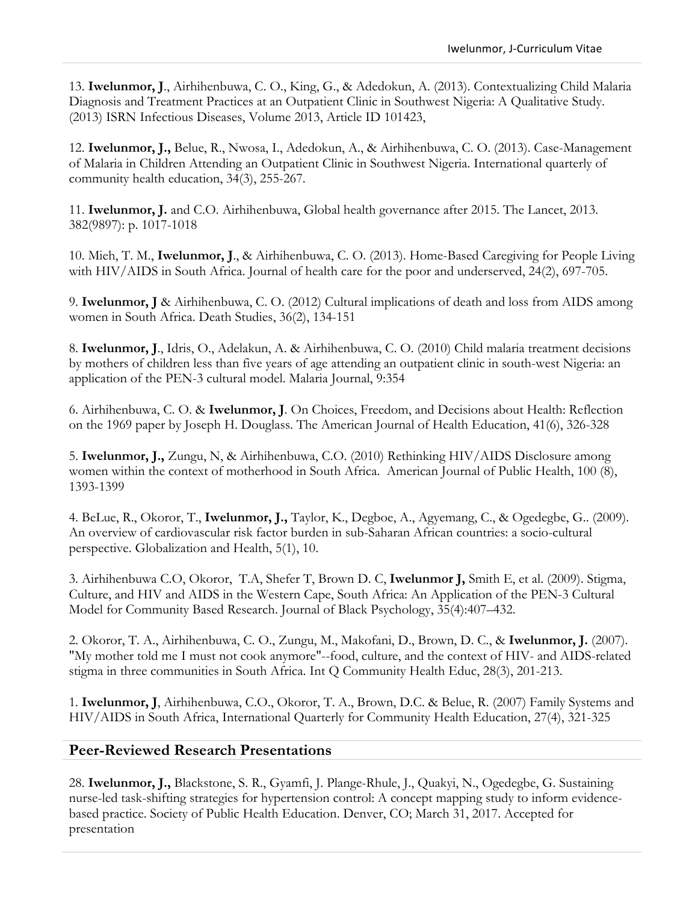13. **Iwelunmor, J**., Airhihenbuwa, C. O., King, G., & Adedokun, A. (2013). Contextualizing Child Malaria Diagnosis and Treatment Practices at an Outpatient Clinic in Southwest Nigeria: A Qualitative Study. (2013) ISRN Infectious Diseases, Volume 2013, Article ID 101423,

12. **Iwelunmor, J.,** Belue, R., Nwosa, I., Adedokun, A., & Airhihenbuwa, C. O. (2013). Case-Management of Malaria in Children Attending an Outpatient Clinic in Southwest Nigeria. International quarterly of community health education, 34(3), 255-267.

11. **Iwelunmor, J.** and C.O. Airhihenbuwa, Global health governance after 2015. The Lancet, 2013. 382(9897): p. 1017-1018

10. Mieh, T. M., **Iwelunmor, J**., & Airhihenbuwa, C. O. (2013). Home-Based Caregiving for People Living with HIV/AIDS in South Africa. Journal of health care for the poor and underserved, 24(2), 697-705.

9. **Iwelunmor, J** & Airhihenbuwa, C. O. (2012) Cultural implications of death and loss from AIDS among women in South Africa. Death Studies, 36(2), 134-151

8. **Iwelunmor, J**., Idris, O., Adelakun, A. & Airhihenbuwa, C. O. (2010) Child malaria treatment decisions by mothers of children less than five years of age attending an outpatient clinic in south-west Nigeria: an application of the PEN-3 cultural model. Malaria Journal, 9:354

6. Airhihenbuwa, C. O. & **Iwelunmor, J**. On Choices, Freedom, and Decisions about Health: Reflection on the 1969 paper by Joseph H. Douglass. The American Journal of Health Education, 41(6), 326-328

5. **Iwelunmor, J.,** Zungu, N, & Airhihenbuwa, C.O. (2010) Rethinking HIV/AIDS Disclosure among women within the context of motherhood in South Africa. American Journal of Public Health, 100 (8), 1393-1399

4. BeLue, R., Okoror, T., **Iwelunmor, J.,** Taylor, K., Degboe, A., Agyemang, C., & Ogedegbe, G.. (2009). An overview of cardiovascular risk factor burden in sub-Saharan African countries: a socio-cultural perspective. Globalization and Health, 5(1), 10.

3. Airhihenbuwa C.O, Okoror, T.A, Shefer T, Brown D. C, **Iwelunmor J,** Smith E, et al. (2009). Stigma, Culture, and HIV and AIDS in the Western Cape, South Africa: An Application of the PEN-3 Cultural Model for Community Based Research. Journal of Black Psychology, 35(4):407–432.

2. Okoror, T. A., Airhihenbuwa, C. O., Zungu, M., Makofani, D., Brown, D. C., & **Iwelunmor, J.** (2007). "My mother told me I must not cook anymore"--food, culture, and the context of HIV- and AIDS-related stigma in three communities in South Africa. Int Q Community Health Educ, 28(3), 201-213.

1. **Iwelunmor, J**, Airhihenbuwa, C.O., Okoror, T. A., Brown, D.C. & Belue, R. (2007) Family Systems and HIV/AIDS in South Africa, International Quarterly for Community Health Education, 27(4), 321-325

## Peer-Reviewed Research Presentations

28. **Iwelunmor, J.,** Blackstone, S. R., Gyamfi, J. Plange-Rhule, J., Quakyi, N., Ogedegbe, G. Sustaining nurse-led task-shifting strategies for hypertension control: A concept mapping study to inform evidence-based practice. Society of Public Health Education. Denver, CO; March 31, 2017. Accepted for presentation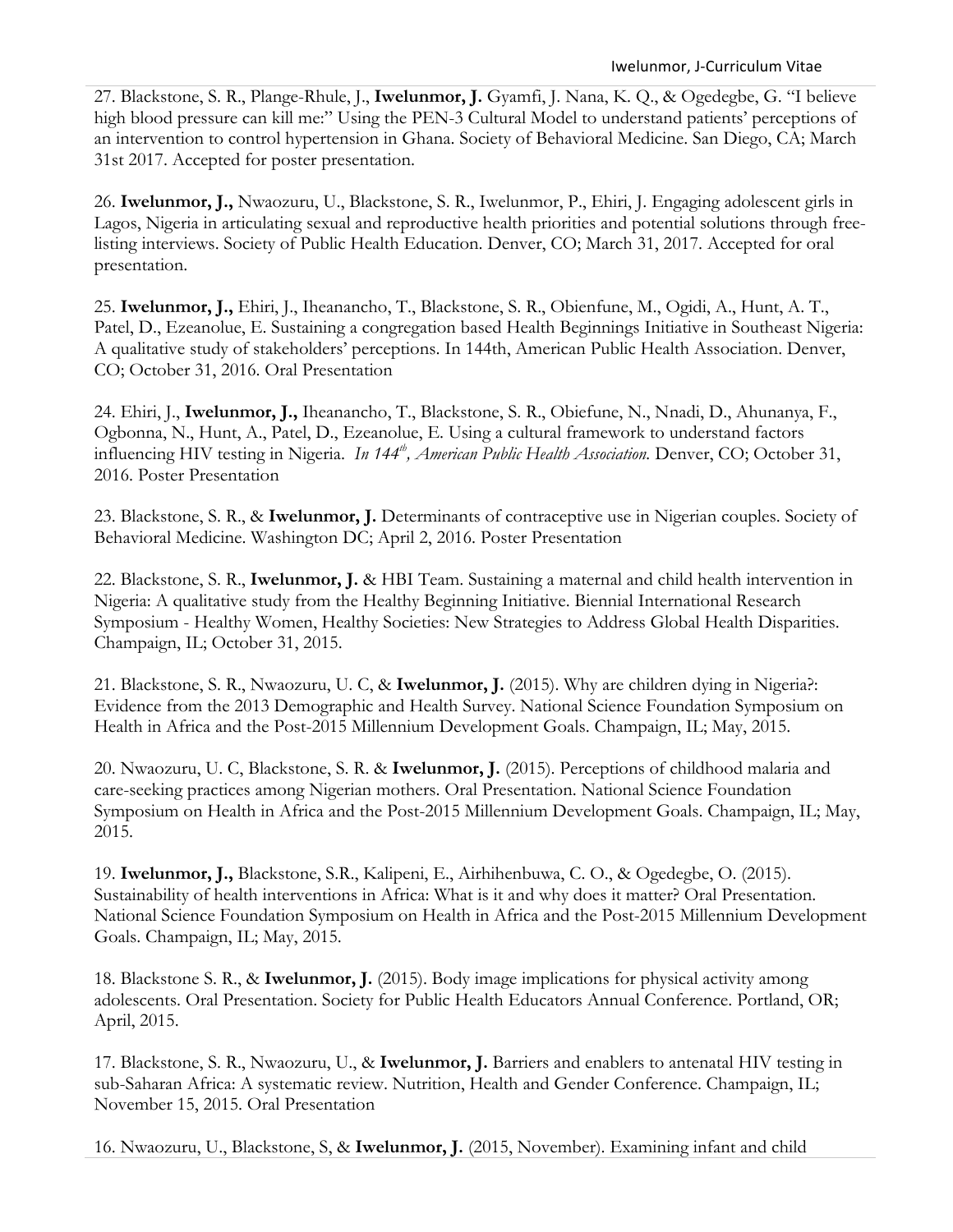27. Blackstone, S. R., Plange-Rhule, J., **Iwelunmor, J.** Gyamfi, J. Nana, K. Q., & Ogedegbe, G. "I believe high blood pressure can kill me:" Using the PEN-3 Cultural Model to understand patients' perceptions of an intervention to control hypertension in Ghana. Society of Behavioral Medicine. San Diego, CA; March 31st 2017. Accepted for poster presentation.

26. **Iwelunmor, J.,** Nwaozuru, U., Blackstone, S. R., Iwelunmor, P., Ehiri, J. Engaging adolescent girls in Lagos, Nigeria in articulating sexual and reproductive health priorities and potential solutions through free-listing interviews. Society of Public Health Education. Denver, CO; March 31, 2017. Accepted for oral presentation.

25. **Iwelunmor, J.,** Ehiri, J., Iheanancho, T., Blackstone, S. R., Obienfune, M., Ogidi, A., Hunt, A. T., Patel, D., Ezeanolue, E. Sustaining a congregation based Health Beginnings Initiative in Southeast Nigeria: A qualitative study of stakeholders' perceptions. In 144th, American Public Health Association. Denver, CO; October 31, 2016. Oral Presentation

24. Ehiri, J., **Iwelunmor, J.,** Iheanancho, T., Blackstone, S. R., Obiefune, N., Nnadi, D., Ahunanya, F., Ogbonna, N., Hunt, A., Patel, D., Ezeanolue, E. Using a cultural framework to understand factors influencing HIV testing in Nigeria. *In 144th, American Public Health Association.* Denver, CO; October 31, 2016. Poster Presentation

23. Blackstone, S. R., & **Iwelunmor, J.** Determinants of contraceptive use in Nigerian couples. Society of Behavioral Medicine. Washington DC; April 2, 2016. Poster Presentation

22. Blackstone, S. R., **Iwelunmor, J.** & HBI Team. Sustaining a maternal and child health intervention in Nigeria: A qualitative study from the Healthy Beginning Initiative. Biennial International Research Symposium - Healthy Women, Healthy Societies: New Strategies to Address Global Health Disparities. Champaign, IL; October 31, 2015.

21. Blackstone, S. R., Nwaozuru, U. C, & **Iwelunmor, J.** (2015). Why are children dying in Nigeria?: Evidence from the 2013 Demographic and Health Survey. National Science Foundation Symposium on Health in Africa and the Post-2015 Millennium Development Goals. Champaign, IL; May, 2015.

20. Nwaozuru, U. C, Blackstone, S. R. & **Iwelunmor, J.** (2015). Perceptions of childhood malaria and care-seeking practices among Nigerian mothers. Oral Presentation. National Science Foundation Symposium on Health in Africa and the Post-2015 Millennium Development Goals. Champaign, IL; May, 2015.

19. **Iwelunmor, J.,** Blackstone, S.R., Kalipeni, E., Airhihenbuwa, C. O., & Ogedegbe, O. (2015). Sustainability of health interventions in Africa: What is it and why does it matter? Oral Presentation. National Science Foundation Symposium on Health in Africa and the Post-2015 Millennium Development Goals. Champaign, IL; May, 2015.

18. Blackstone S. R., & **Iwelunmor, J.** (2015). Body image implications for physical activity among adolescents. Oral Presentation. Society for Public Health Educators Annual Conference. Portland, OR; April, 2015.

17. Blackstone, S. R., Nwaozuru, U., & **Iwelunmor, J.** Barriers and enablers to antenatal HIV testing in sub-Saharan Africa: A systematic review. Nutrition, Health and Gender Conference. Champaign, IL; November 15, 2015. Oral Presentation

16. Nwaozuru, U., Blackstone, S, & **Iwelunmor, J.** (2015, November). Examining infant and child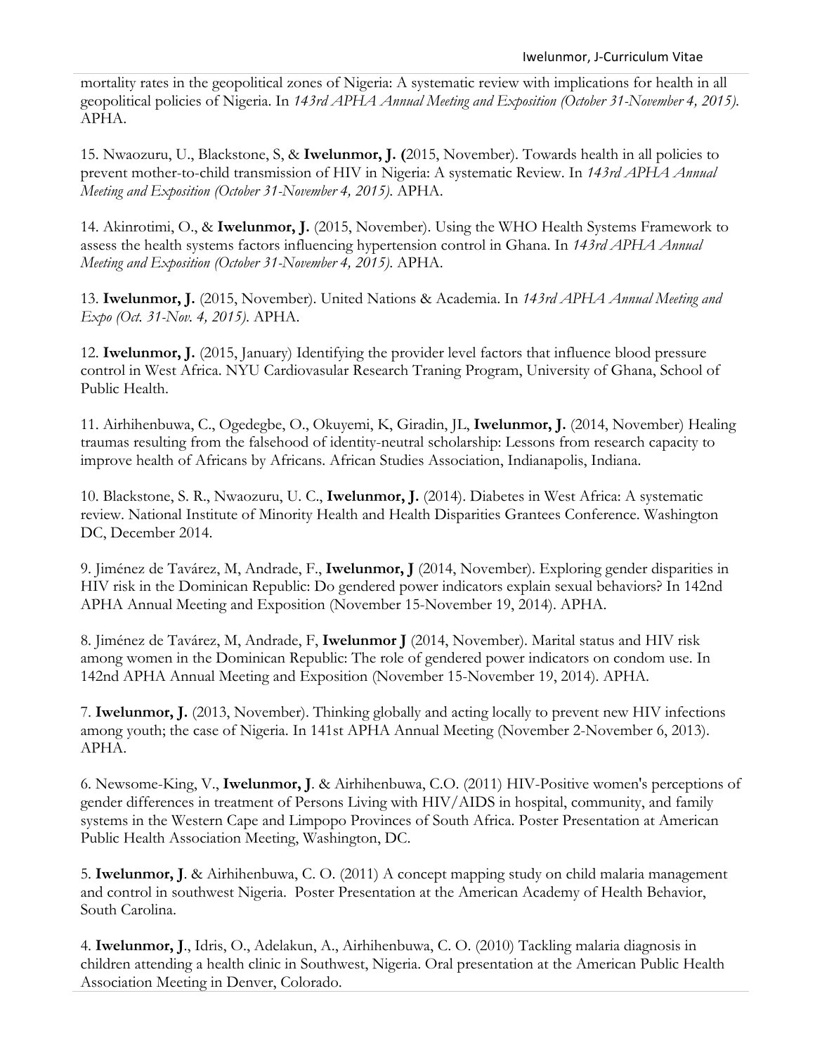mortality rates in the geopolitical zones of Nigeria: A systematic review with implications for health in all geopolitical policies of Nigeria. In *143rd APHA Annual Meeting and Exposition (October 31-November 4, 2015).* APHA.

15. Nwaozuru, U., Blackstone, S, & **Iwelunmor, J. (**2015, November). Towards health in all policies to prevent mother-to-child transmission of HIV in Nigeria: A systematic Review. In *143rd APHA Annual Meeting and Exposition (October 31-November 4, 2015).* APHA.

14. Akinrotimi, O., & **Iwelunmor, J.** (2015, November). Using the WHO Health Systems Framework to assess the health systems factors influencing hypertension control in Ghana. In *143rd APHA Annual Meeting and Exposition (October 31-November 4, 2015).* APHA.

13. **Iwelunmor, J.** (2015, November). United Nations & Academia. In *143rd APHA Annual Meeting and Expo (Oct. 31-Nov. 4, 2015).* APHA.

12. **Iwelunmor, J.** (2015, January) Identifying the provider level factors that influence blood pressure control in West Africa. NYU Cardiovasular Research Traning Program, University of Ghana, School of Public Health.

11. Airhihenbuwa, C., Ogedegbe, O., Okuyemi, K, Giradin, JL, **Iwelunmor, J.** (2014, November) Healing traumas resulting from the falsehood of identity-neutral scholarship: Lessons from research capacity to improve health of Africans by Africans. African Studies Association, Indianapolis, Indiana.

10. Blackstone, S. R., Nwaozuru, U. C., **Iwelunmor, J.** (2014). Diabetes in West Africa: A systematic review. National Institute of Minority Health and Health Disparities Grantees Conference. Washington DC, December 2014.

9. Jiménez de Tavárez, M, Andrade, F., **Iwelunmor, J** (2014, November). Exploring gender disparities in HIV risk in the Dominican Republic: Do gendered power indicators explain sexual behaviors? In 142nd APHA Annual Meeting and Exposition (November 15-November 19, 2014). APHA.

8. Jiménez de Tavárez, M, Andrade, F, **Iwelunmor J** (2014, November). Marital status and HIV risk among women in the Dominican Republic: The role of gendered power indicators on condom use. In 142nd APHA Annual Meeting and Exposition (November 15-November 19, 2014). APHA.

7. **Iwelunmor, J.** (2013, November). Thinking globally and acting locally to prevent new HIV infections among youth; the case of Nigeria. In 141st APHA Annual Meeting (November 2-November 6, 2013). APHA.

6. Newsome-King, V., **Iwelunmor, J**. & Airhihenbuwa, C.O. (2011) HIV-Positive women's perceptions of gender differences in treatment of Persons Living with HIV/AIDS in hospital, community, and family systems in the Western Cape and Limpopo Provinces of South Africa. Poster Presentation at American Public Health Association Meeting, Washington, DC.

5. **Iwelunmor, J**. & Airhihenbuwa, C. O. (2011) A concept mapping study on child malaria management and control in southwest Nigeria. Poster Presentation at the American Academy of Health Behavior, South Carolina.

4. **Iwelunmor, J**., Idris, O., Adelakun, A., Airhihenbuwa, C. O. (2010) Tackling malaria diagnosis in children attending a health clinic in Southwest, Nigeria. Oral presentation at the American Public Health Association Meeting in Denver, Colorado.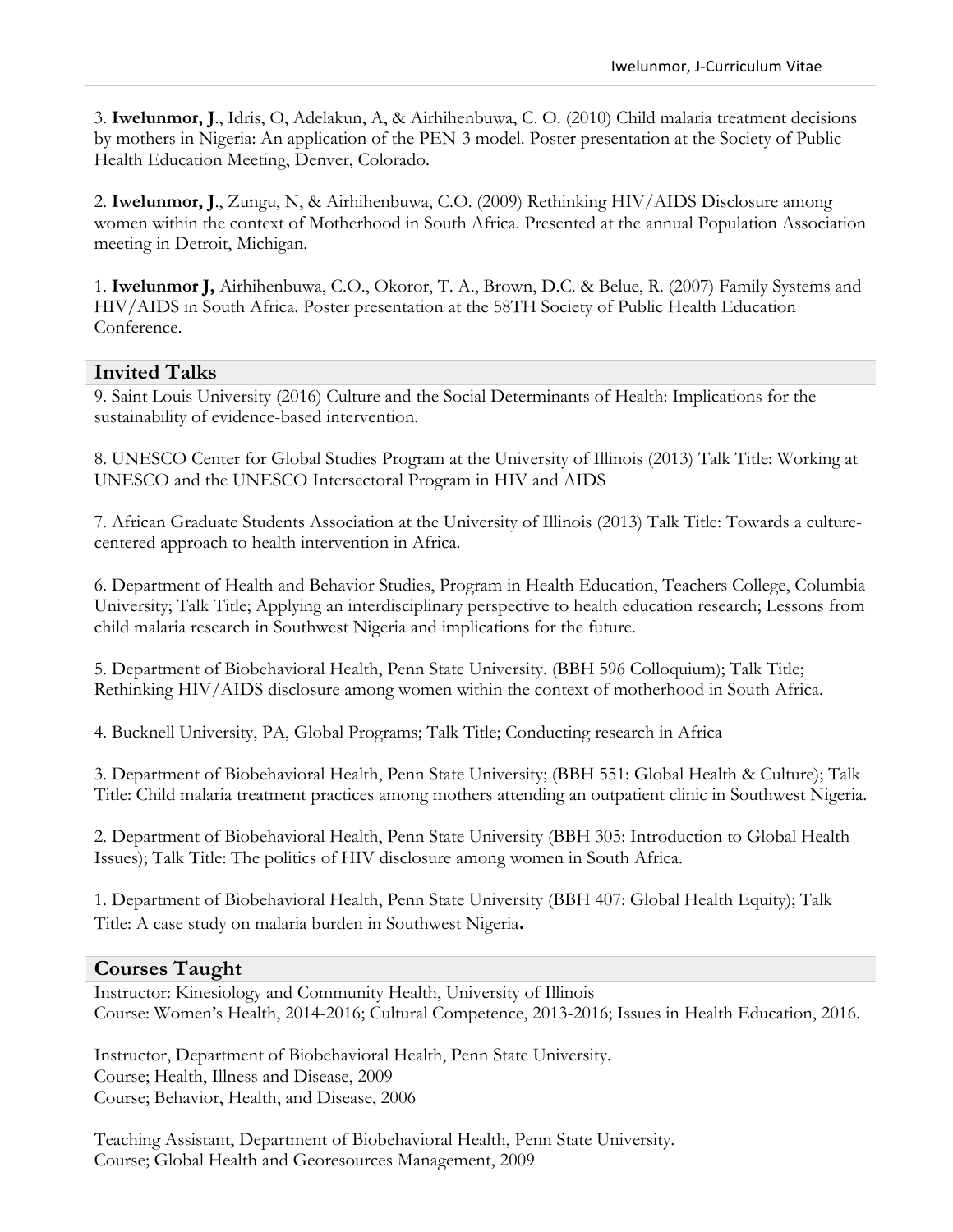3. **Iwelunmor, J**., Idris, O, Adelakun, A, & Airhihenbuwa, C. O. (2010) Child malaria treatment decisions by mothers in Nigeria: An application of the PEN-3 model. Poster presentation at the Society of Public Health Education Meeting, Denver, Colorado.

2. **Iwelunmor, J**., Zungu, N, & Airhihenbuwa, C.O. (2009) Rethinking HIV/AIDS Disclosure among women within the context of Motherhood in South Africa. Presented at the annual Population Association meeting in Detroit, Michigan.

1. **Iwelunmor J,** Airhihenbuwa, C.O., Okoror, T. A., Brown, D.C. & Belue, R. (2007) Family Systems and HIV/AIDS in South Africa. Poster presentation at the 58TH Society of Public Health Education Conference.

## Invited Talks

9. Saint Louis University (2016) Culture and the Social Determinants of Health: Implications for the sustainability of evidence-based intervention.

8. UNESCO Center for Global Studies Program at the University of Illinois (2013) Talk Title: Working at UNESCO and the UNESCO Intersectoral Program in HIV and AIDS

7. African Graduate Students Association at the University of Illinois (2013) Talk Title: Towards a culture-centered approach to health intervention in Africa.

6. Department of Health and Behavior Studies, Program in Health Education, Teachers College, Columbia University; Talk Title; Applying an interdisciplinary perspective to health education research; Lessons from child malaria research in Southwest Nigeria and implications for the future.

5. Department of Biobehavioral Health, Penn State University. (BBH 596 Colloquium); Talk Title; Rethinking HIV/AIDS disclosure among women within the context of motherhood in South Africa.

4. Bucknell University, PA, Global Programs; Talk Title; Conducting research in Africa

3. Department of Biobehavioral Health, Penn State University; (BBH 551: Global Health & Culture); Talk Title: Child malaria treatment practices among mothers attending an outpatient clinic in Southwest Nigeria.

2. Department of Biobehavioral Health, Penn State University (BBH 305: Introduction to Global Health Issues); Talk Title: The politics of HIV disclosure among women in South Africa.

1. Department of Biobehavioral Health, Penn State University (BBH 407: Global Health Equity); Talk Title: A case study on malaria burden in Southwest Nigeria**.**

## Courses Taught

Instructor: Kinesiology and Community Health, University of Illinois
Course: Women's Health, 2014-2016; Cultural Competence, 2013-2016; Issues in Health Education, 2016.

Instructor, Department of Biobehavioral Health, Penn State University.
Course; Health, Illness and Disease, 2009
Course; Behavior, Health, and Disease, 2006

Teaching Assistant, Department of Biobehavioral Health, Penn State University.
Course; Global Health and Georesources Management, 2009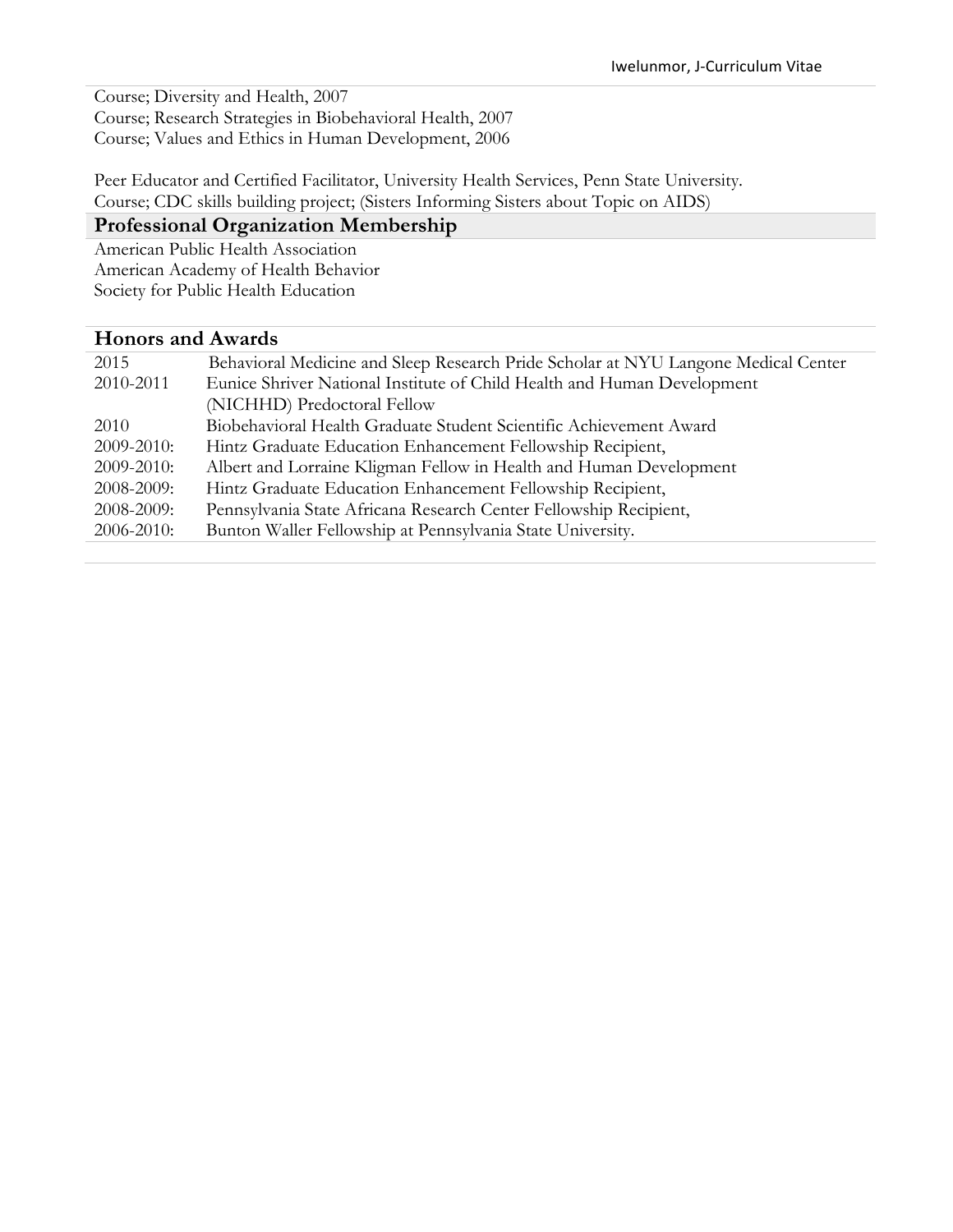Course; Diversity and Health, 2007
Course; Research Strategies in Biobehavioral Health, 2007
Course; Values and Ethics in Human Development, 2006

Peer Educator and Certified Facilitator, University Health Services, Penn State University.
Course; CDC skills building project; (Sisters Informing Sisters about Topic on AIDS)

## Professional Organization Membership

American Public Health Association
American Academy of Health Behavior
Society for Public Health Education

## Honors and Awards

| | |
|---|---|
| 2015 | Behavioral Medicine and Sleep Research Pride Scholar at NYU Langone Medical Center |
| 2010-2011 | Eunice Shriver National Institute of Child Health and Human Development (NICHHD) Predoctoral Fellow |
| 2010 | Biobehavioral Health Graduate Student Scientific Achievement Award |
| 2009-2010: | Hintz Graduate Education Enhancement Fellowship Recipient, |
| 2009-2010: | Albert and Lorraine Kligman Fellow in Health and Human Development |
| 2008-2009: | Hintz Graduate Education Enhancement Fellowship Recipient, |
| 2008-2009: | Pennsylvania State Africana Research Center Fellowship Recipient, |
| 2006-2010: | Bunton Waller Fellowship at Pennsylvania State University. |